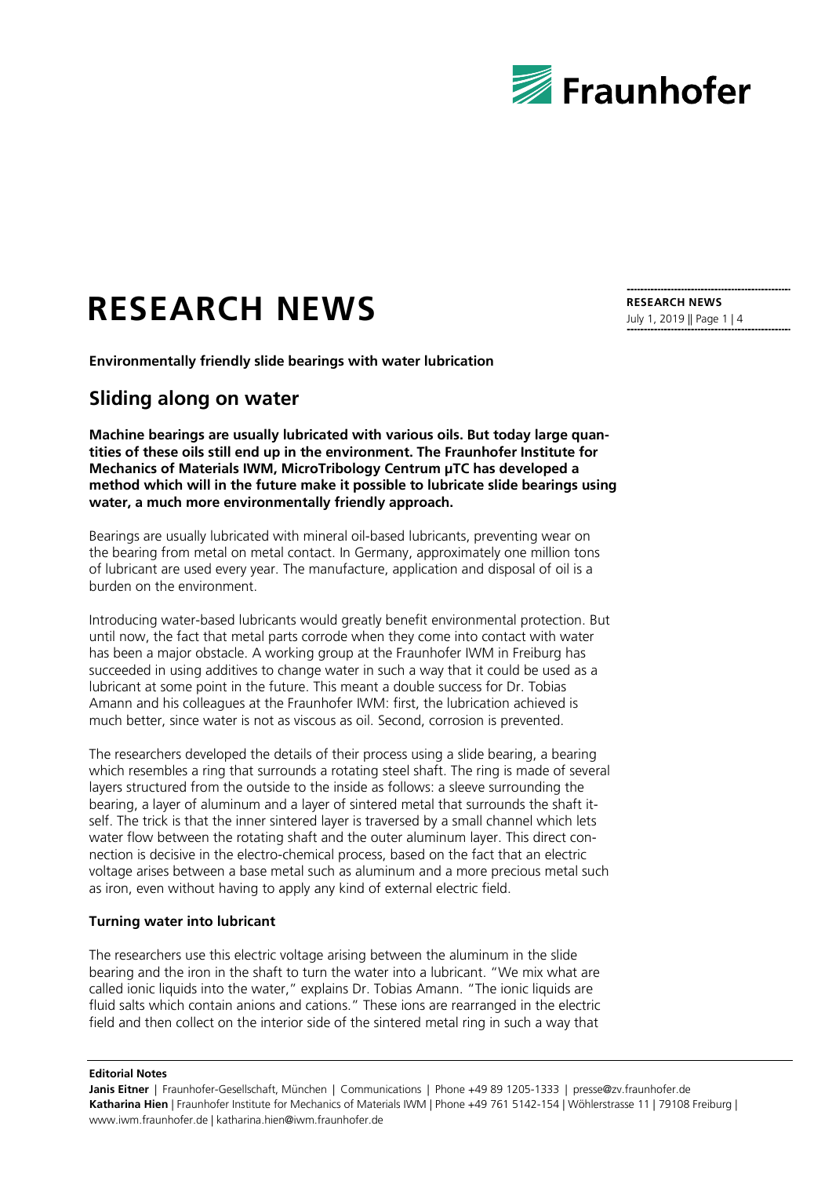# RESEARCH NEWS

**Environmentally friendly slide bearings with water lubrication**

## Sliding along on water

**Machine bearings are usually lubricated with various oils. But today large quantities of these oils still end up in the environment. The Fraunhofer Institute for Mechanics of Materials IWM, MicroTribology Centrum µTC has developed a method which will in the future make it possible to lubricate slide bearings using water, a much more environmentally friendly approach.**

Bearings are usually lubricated with mineral oil-based lubricants, preventing wear on the bearing from metal on metal contact. In Germany, approximately one million tons of lubricant are used every year. The manufacture, application and disposal of oil is a burden on the environment.

Introducing water-based lubricants would greatly benefit environmental protection. But until now, the fact that metal parts corrode when they come into contact with water has been a major obstacle. A working group at the Fraunhofer IWM in Freiburg has succeeded in using additives to change water in such a way that it could be used as a lubricant at some point in the future. This meant a double success for Dr. Tobias Amann and his colleagues at the Fraunhofer IWM: first, the lubrication achieved is much better, since water is not as viscous as oil. Second, corrosion is prevented.

The researchers developed the details of their process using a slide bearing, a bearing which resembles a ring that surrounds a rotating steel shaft. The ring is made of several layers structured from the outside to the inside as follows: a sleeve surrounding the bearing, a layer of aluminum and a layer of sintered metal that surrounds the shaft itself. The trick is that the inner sintered layer is traversed by a small channel which lets water flow between the rotating shaft and the outer aluminum layer. This direct connection is decisive in the electro-chemical process, based on the fact that an electric voltage arises between a base metal such as aluminum and a more precious metal such as iron, even without having to apply any kind of external electric field.

### Turning water into lubricant

The researchers use this electric voltage arising between the aluminum in the slide bearing and the iron in the shaft to turn the water into a lubricant. "We mix what are called ionic liquids into the water," explains Dr. Tobias Amann. "The ionic liquids are fluid salts which contain anions and cations." These ions are rearranged in the electric field and then collect on the interior side of the sintered metal ring in such a way that

**Editorial Notes**

**Janis Eitner** | Fraunhofer-Gesellschaft, München | Communications | Phone +49 89 1205-1333 | presse@zv.fraunhofer.de
**Katharina Hien** | Fraunhofer Institute for Mechanics of Materials IWM | Phone +49 761 5142-154 | Wöhlerstrasse 11 | 79108 Freiburg | www.iwm.fraunhofer.de | katharina.hien@iwm.fraunhofer.de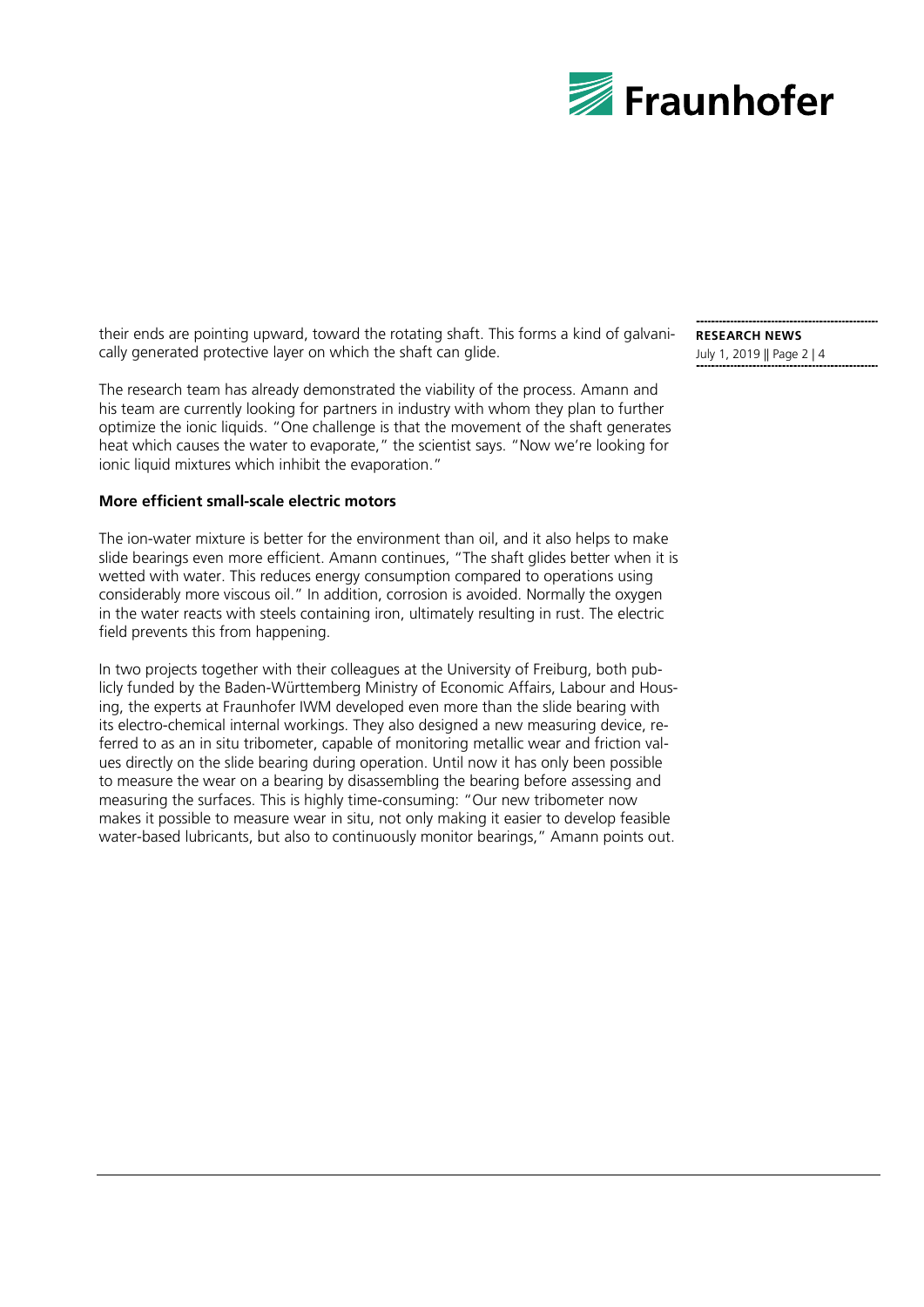their ends are pointing upward, toward the rotating shaft. This forms a kind of galvanically generated protective layer on which the shaft can glide.

The research team has already demonstrated the viability of the process. Amann and his team are currently looking for partners in industry with whom they plan to further optimize the ionic liquids. "One challenge is that the movement of the shaft generates heat which causes the water to evaporate," the scientist says. "Now we're looking for ionic liquid mixtures which inhibit the evaporation."

**More efficient small-scale electric motors**

The ion-water mixture is better for the environment than oil, and it also helps to make slide bearings even more efficient. Amann continues, "The shaft glides better when it is wetted with water. This reduces energy consumption compared to operations using considerably more viscous oil." In addition, corrosion is avoided. Normally the oxygen in the water reacts with steels containing iron, ultimately resulting in rust. The electric field prevents this from happening.

In two projects together with their colleagues at the University of Freiburg, both publicly funded by the Baden-Württemberg Ministry of Economic Affairs, Labour and Housing, the experts at Fraunhofer IWM developed even more than the slide bearing with its electro-chemical internal workings. They also designed a new measuring device, referred to as an in situ tribometer, capable of monitoring metallic wear and friction values directly on the slide bearing during operation. Until now it has only been possible to measure the wear on a bearing by disassembling the bearing before assessing and measuring the surfaces. This is highly time-consuming: "Our new tribometer now makes it possible to measure wear in situ, not only making it easier to develop feasible water-based lubricants, but also to continuously monitor bearings," Amann points out.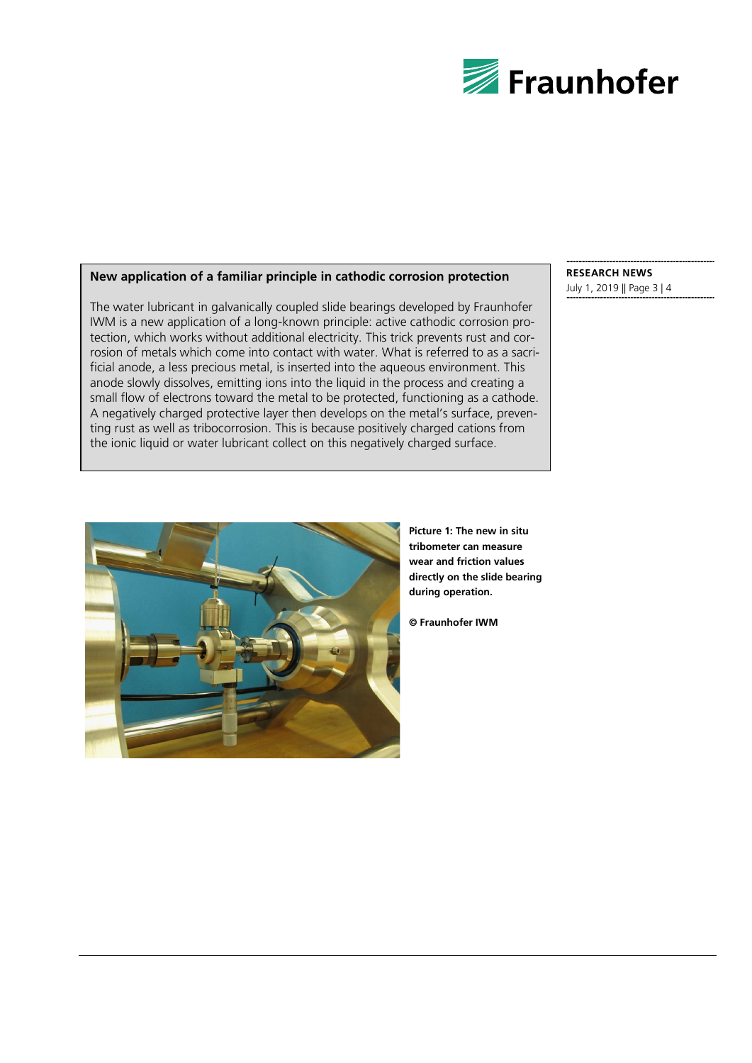## New application of a familiar principle in cathodic corrosion protection

The water lubricant in galvanically coupled slide bearings developed by Fraunhofer IWM is a new application of a long-known principle: active cathodic corrosion protection, which works without additional electricity. This trick prevents rust and corrosion of metals which come into contact with water. What is referred to as a sacrificial anode, a less precious metal, is inserted into the aqueous environment. This anode slowly dissolves, emitting ions into the liquid in the process and creating a small flow of electrons toward the metal to be protected, functioning as a cathode. A negatively charged protective layer then develops on the metal's surface, preventing rust as well as tribocorrosion. This is because positively charged cations from the ionic liquid or water lubricant collect on this negatively charged surface.

**Picture 1: The new in situ tribometer can measure wear and friction values directly on the slide bearing during operation.**

**© Fraunhofer IWM**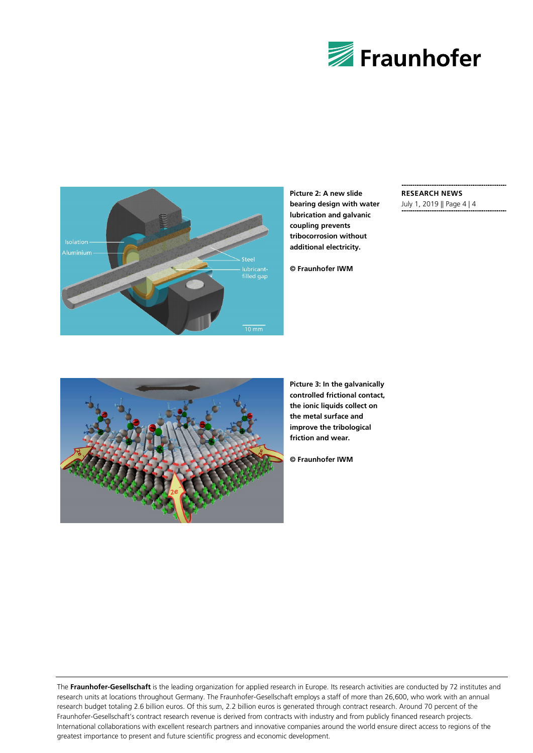**Picture 2: A new slide bearing design with water lubrication and galvanic coupling prevents tribocorrosion without additional electricity.**

**© Fraunhofer IWM**

**Picture 3: In the galvanically controlled frictional contact, the ionic liquids collect on the metal surface and improve the tribological friction and wear.**

**© Fraunhofer IWM**

The **Fraunhofer-Gesellschaft** is the leading organization for applied research in Europe. Its research activities are conducted by 72 institutes and research units at locations throughout Germany. The Fraunhofer-Gesellschaft employs a staff of more than 26,600, who work with an annual research budget totaling 2.6 billion euros. Of this sum, 2.2 billion euros is generated through contract research. Around 70 percent of the Fraunhofer-Gesellschaft's contract research revenue is derived from contracts with industry and from publicly financed research projects. International collaborations with excellent research partners and innovative companies around the world ensure direct access to regions of the greatest importance to present and future scientific progress and economic development.